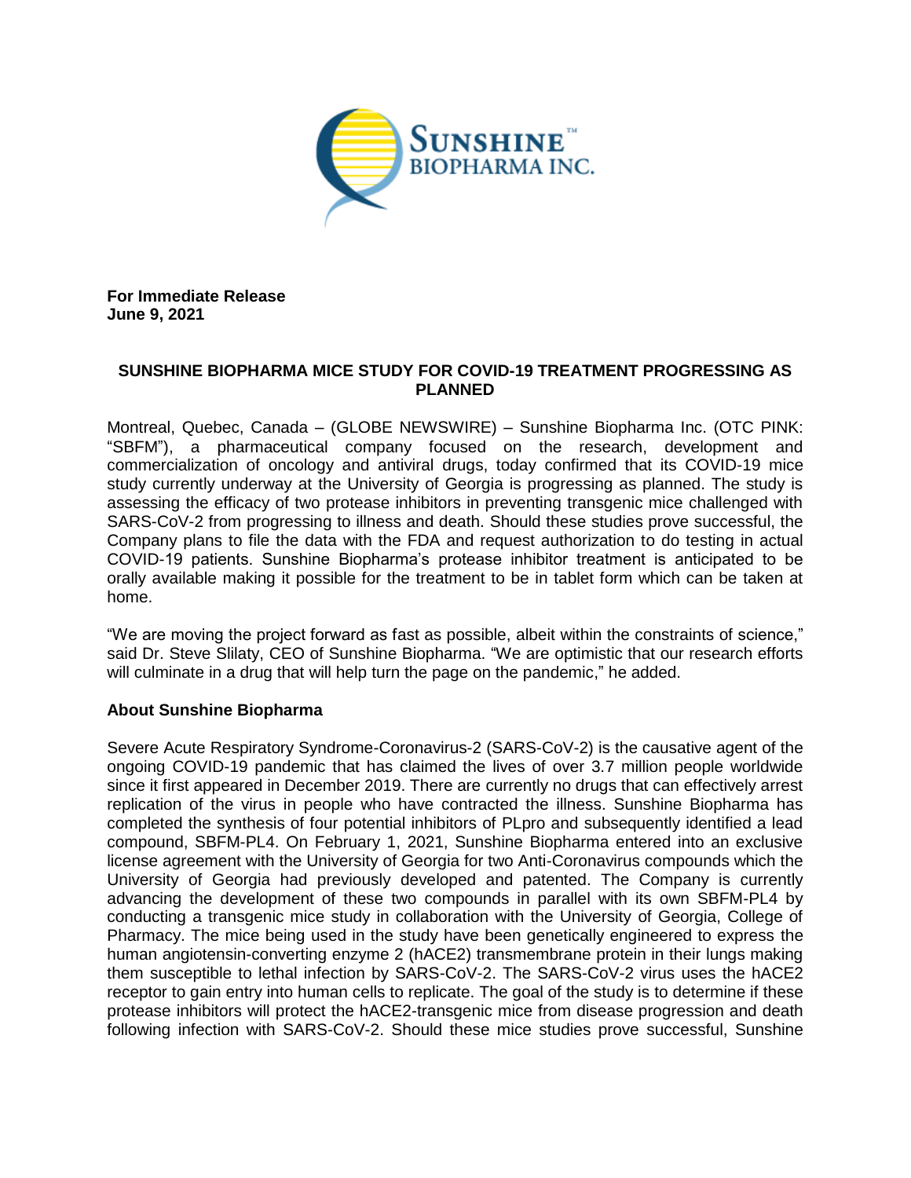**For Immediate Release**
**June 9, 2021**

## SUNSHINE BIOPHARMA MICE STUDY FOR COVID-19 TREATMENT PROGRESSING AS PLANNED

Montreal, Quebec, Canada – (GLOBE NEWSWIRE) – Sunshine Biopharma Inc. (OTC PINK: "SBFM"), a pharmaceutical company focused on the research, development and commercialization of oncology and antiviral drugs, today confirmed that its COVID-19 mice study currently underway at the University of Georgia is progressing as planned. The study is assessing the efficacy of two protease inhibitors in preventing transgenic mice challenged with SARS-CoV-2 from progressing to illness and death. Should these studies prove successful, the Company plans to file the data with the FDA and request authorization to do testing in actual COVID-19 patients. Sunshine Biopharma's protease inhibitor treatment is anticipated to be orally available making it possible for the treatment to be in tablet form which can be taken at home.

"We are moving the project forward as fast as possible, albeit within the constraints of science," said Dr. Steve Slilaty, CEO of Sunshine Biopharma. "We are optimistic that our research efforts will culminate in a drug that will help turn the page on the pandemic," he added.

### About Sunshine Biopharma

Severe Acute Respiratory Syndrome-Coronavirus-2 (SARS-CoV-2) is the causative agent of the ongoing COVID-19 pandemic that has claimed the lives of over 3.7 million people worldwide since it first appeared in December 2019. There are currently no drugs that can effectively arrest replication of the virus in people who have contracted the illness. Sunshine Biopharma has completed the synthesis of four potential inhibitors of PLpro and subsequently identified a lead compound, SBFM-PL4. On February 1, 2021, Sunshine Biopharma entered into an exclusive license agreement with the University of Georgia for two Anti-Coronavirus compounds which the University of Georgia had previously developed and patented. The Company is currently advancing the development of these two compounds in parallel with its own SBFM-PL4 by conducting a transgenic mice study in collaboration with the University of Georgia, College of Pharmacy. The mice being used in the study have been genetically engineered to express the human angiotensin-converting enzyme 2 (hACE2) transmembrane protein in their lungs making them susceptible to lethal infection by SARS-CoV-2. The SARS-CoV-2 virus uses the hACE2 receptor to gain entry into human cells to replicate. The goal of the study is to determine if these protease inhibitors will protect the hACE2-transgenic mice from disease progression and death following infection with SARS-CoV-2. Should these mice studies prove successful, Sunshine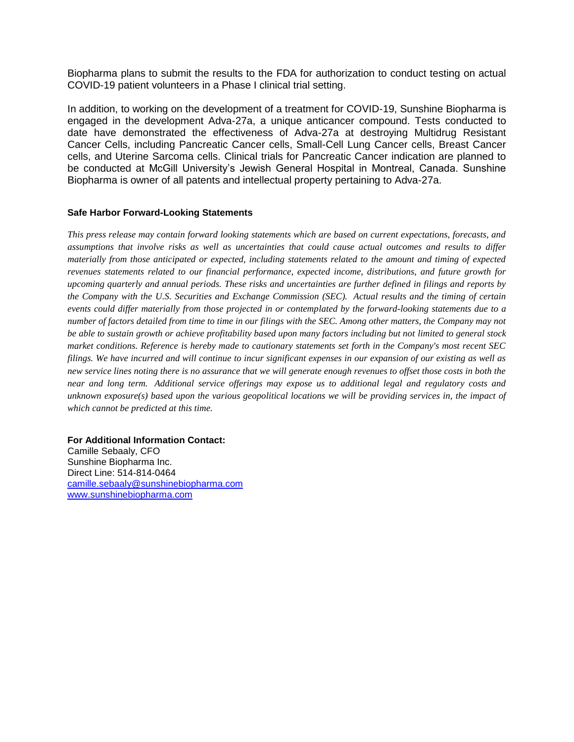Biopharma plans to submit the results to the FDA for authorization to conduct testing on actual COVID-19 patient volunteers in a Phase I clinical trial setting.

In addition, to working on the development of a treatment for COVID-19, Sunshine Biopharma is engaged in the development Adva-27a, a unique anticancer compound. Tests conducted to date have demonstrated the effectiveness of Adva-27a at destroying Multidrug Resistant Cancer Cells, including Pancreatic Cancer cells, Small-Cell Lung Cancer cells, Breast Cancer cells, and Uterine Sarcoma cells. Clinical trials for Pancreatic Cancer indication are planned to be conducted at McGill University's Jewish General Hospital in Montreal, Canada. Sunshine Biopharma is owner of all patents and intellectual property pertaining to Adva-27a.

**Safe Harbor Forward-Looking Statements**

*This press release may contain forward looking statements which are based on current expectations, forecasts, and assumptions that involve risks as well as uncertainties that could cause actual outcomes and results to differ materially from those anticipated or expected, including statements related to the amount and timing of expected revenues statements related to our financial performance, expected income, distributions, and future growth for upcoming quarterly and annual periods. These risks and uncertainties are further defined in filings and reports by the Company with the U.S. Securities and Exchange Commission (SEC). Actual results and the timing of certain events could differ materially from those projected in or contemplated by the forward-looking statements due to a number of factors detailed from time to time in our filings with the SEC. Among other matters, the Company may not be able to sustain growth or achieve profitability based upon many factors including but not limited to general stock market conditions. Reference is hereby made to cautionary statements set forth in the Company's most recent SEC filings. We have incurred and will continue to incur significant expenses in our expansion of our existing as well as new service lines noting there is no assurance that we will generate enough revenues to offset those costs in both the near and long term. Additional service offerings may expose us to additional legal and regulatory costs and unknown exposure(s) based upon the various geopolitical locations we will be providing services in, the impact of which cannot be predicted at this time.*

**For Additional Information Contact:**
Camille Sebaaly, CFO
Sunshine Biopharma Inc.
Direct Line: 514-814-0464
camille.sebaaly@sunshinebiopharma.com
www.sunshinebiopharma.com